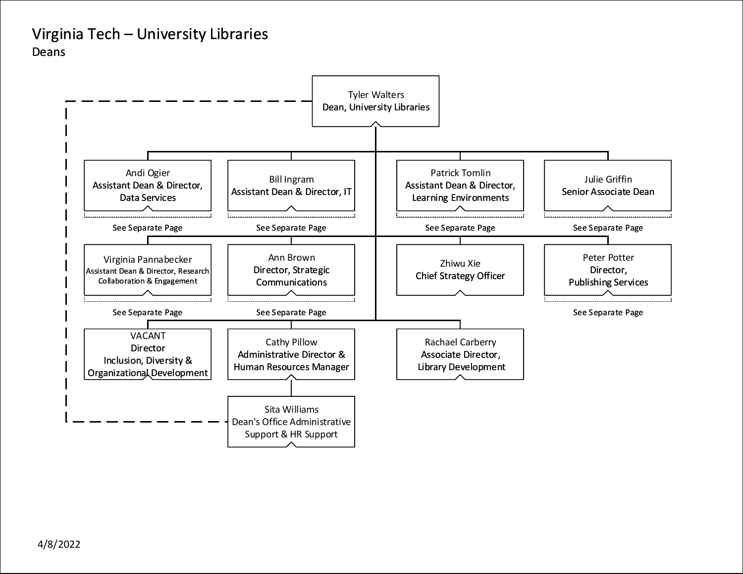# Virginia Tech – University Libraries

## Deans

**Tyler Walters**
Dean, University Libraries

- **Andi Ogier** – Assistant Dean & Director, Data Services (See Separate Page)
- **Bill Ingram** – Assistant Dean & Director, IT (See Separate Page)
- **Patrick Tomlin** – Assistant Dean & Director, Learning Environments (See Separate Page)
- **Julie Griffin** – Senior Associate Dean (See Separate Page)
- **Virginia Pannabecker** – Assistant Dean & Director, Research Collaboration & Engagement (See Separate Page)
- **Ann Brown** – Director, Strategic Communications (See Separate Page)
- **Zhiwu Xie** – Chief Strategy Officer
- **Peter Potter** – Director, Publishing Services (See Separate Page)
- **VACANT** – Director Inclusion, Diversity & Organizational Development
- **Cathy Pillow** – Administrative Director & Human Resources Manager
  - **Sita Williams** – Dean's Office Administrative Support & HR Support (dotted line to Tyler Walters)
- **Rachael Carberry** – Associate Director, Library Development

4/8/2022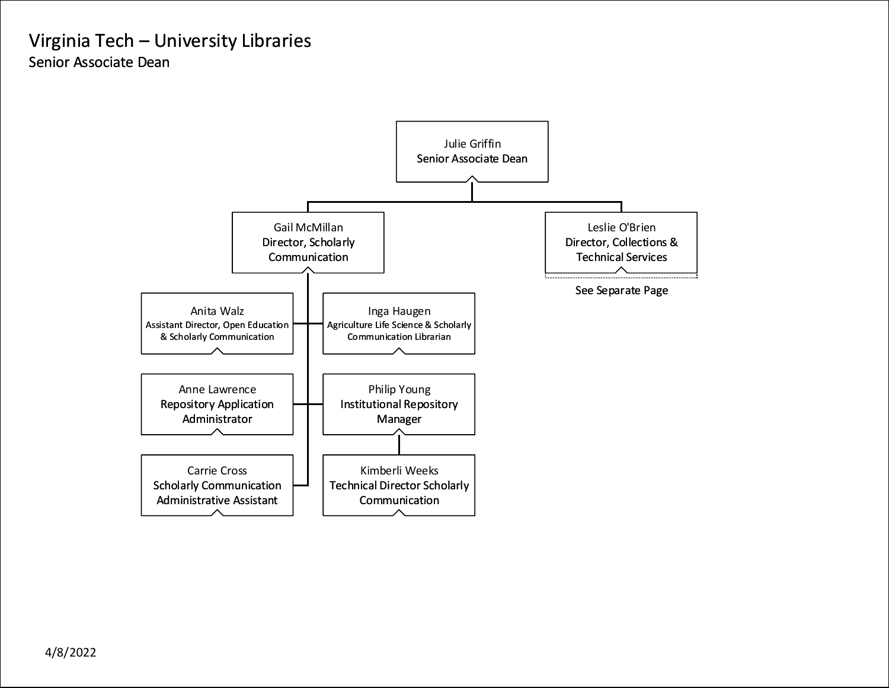# Virginia Tech – University Libraries

## Senior Associate Dean

- **Julie Griffin** – Senior Associate Dean
  - **Gail McMillan** – Director, Scholarly Communication
    - **Anita Walz** – Assistant Director, Open Education & Scholarly Communication
    - **Inga Haugen** – Agriculture Life Science & Scholarly Communication Librarian
    - **Anne Lawrence** – Repository Application Administrator
    - **Philip Young** – Institutional Repository Manager
      - **Kimberli Weeks** – Technical Director Scholarly Communication
    - **Carrie Cross** – Scholarly Communication Administrative Assistant
  - **Leslie O'Brien** – Director, Collections & Technical Services
    - See Separate Page

4/8/2022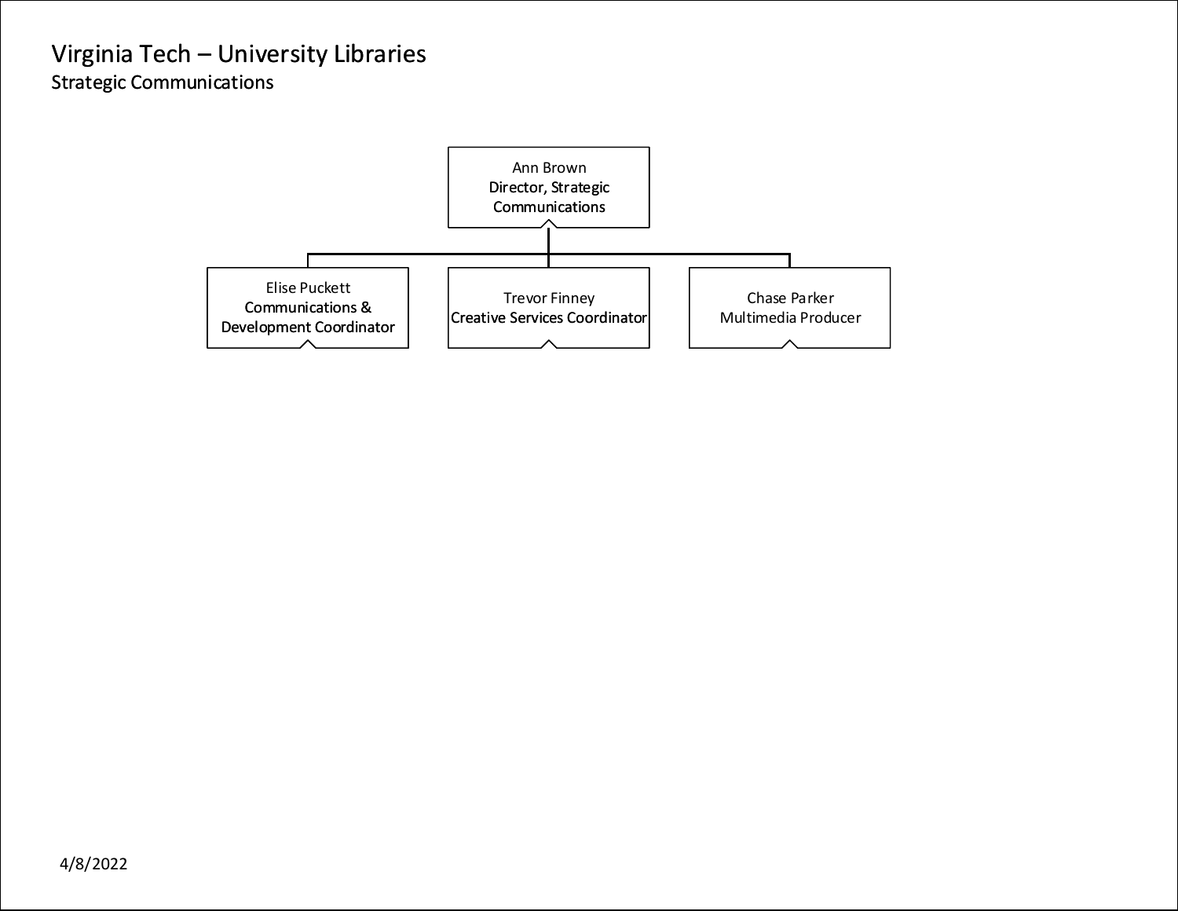# Virginia Tech – University Libraries

## Strategic Communications

- **Ann Brown**, Director, Strategic Communications
  - **Elise Puckett**, Communications & Development Coordinator
  - **Trevor Finney**, Creative Services Coordinator
  - **Chase Parker**, Multimedia Producer

4/8/2022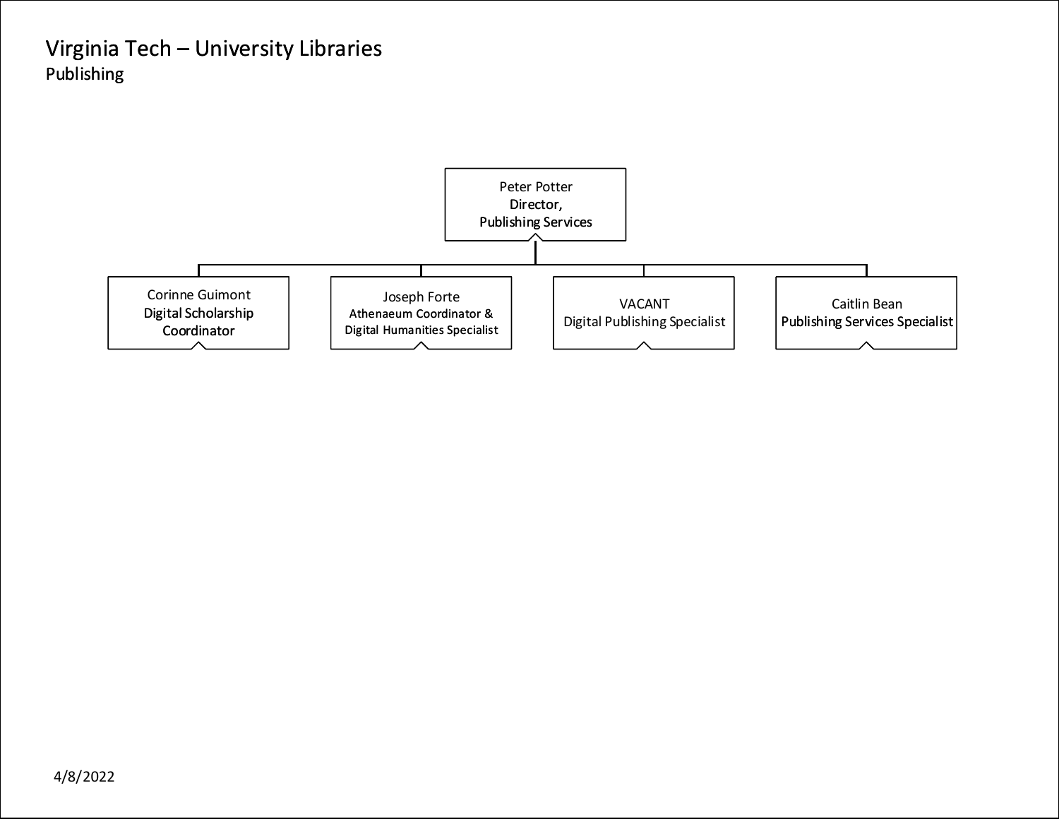# Virginia Tech – University Libraries

## Publishing

**Peter Potter**
Director, Publishing Services

- **Corinne Guimont** — Digital Scholarship Coordinator
- **Joseph Forte** — Athenaeum Coordinator & Digital Humanities Specialist
- **VACANT** — Digital Publishing Specialist
- **Caitlin Bean** — Publishing Services Specialist

4/8/2022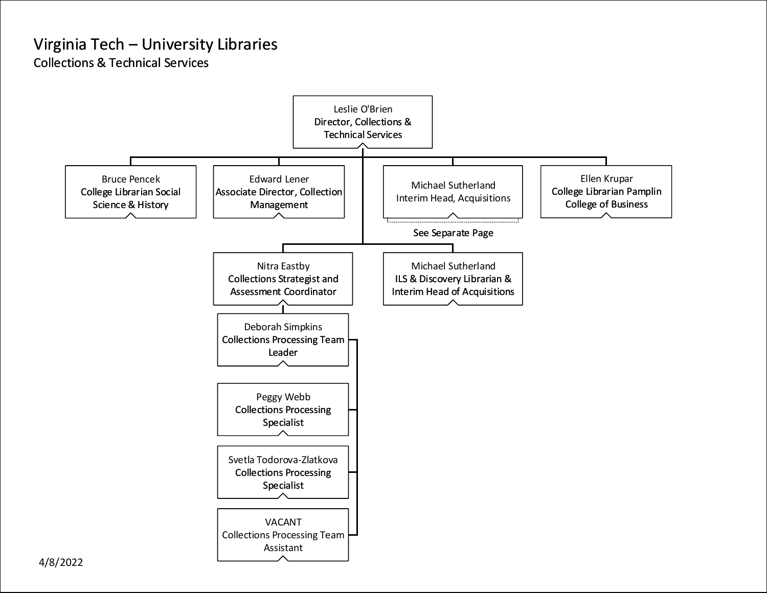# Virginia Tech – University Libraries

## Collections & Technical Services

**Leslie O'Brien**
Director, Collections & Technical Services

- **Bruce Pencek**
  College Librarian Social Science & History
- **Edward Lener**
  Associate Director, Collection Management
- **Michael Sutherland**
  Interim Head, Acquisitions
  *See Separate Page*
- **Ellen Krupar**
  College Librarian Pamplin College of Business
- **Nitra Eastby**
  Collections Strategist and Assessment Coordinator
  - **Deborah Simpkins**
    Collections Processing Team Leader
    - **Peggy Webb**
      Collections Processing Specialist
    - **Svetla Todorova-Zlatkova**
      Collections Processing Specialist
    - **VACANT**
      Collections Processing Team Assistant
- **Michael Sutherland**
  ILS & Discovery Librarian & Interim Head of Acquisitions

4/8/2022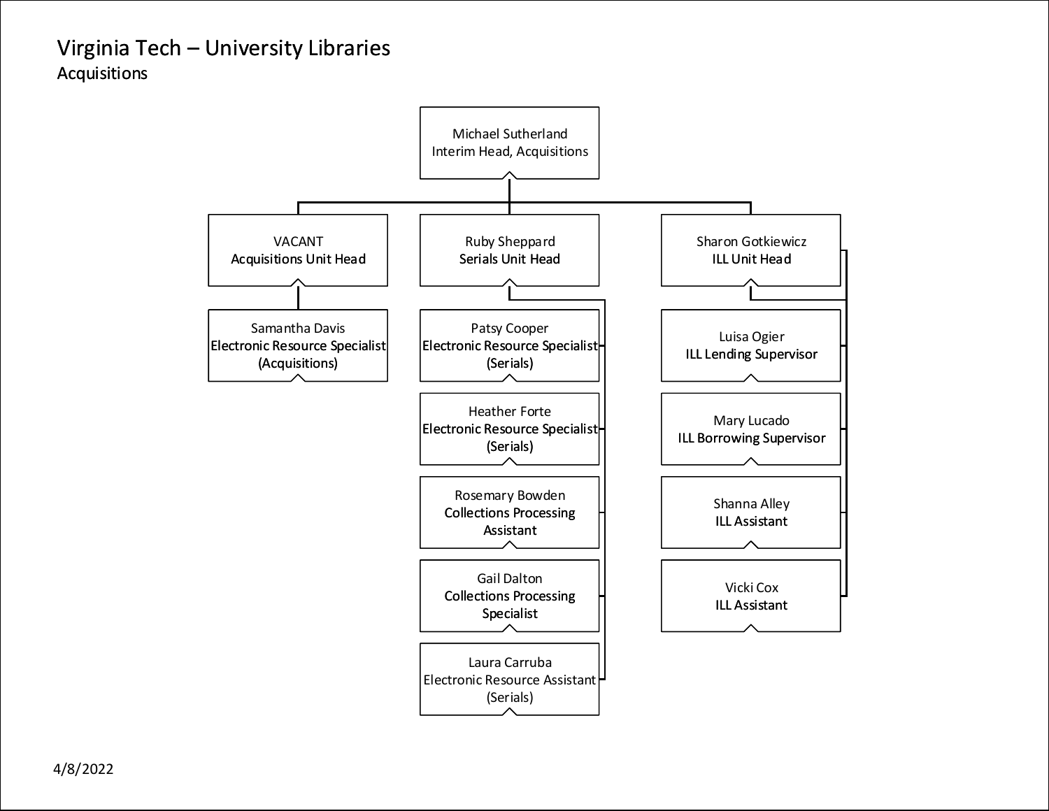# Virginia Tech – University Libraries

## Acquisitions

- **Michael Sutherland** — Interim Head, Acquisitions
  - **VACANT** — Acquisitions Unit Head
    - Samantha Davis — Electronic Resource Specialist (Acquisitions)
  - **Ruby Sheppard** — Serials Unit Head
    - Patsy Cooper — Electronic Resource Specialist (Serials)
    - Heather Forte — Electronic Resource Specialist (Serials)
    - Rosemary Bowden — Collections Processing Assistant
    - Gail Dalton — Collections Processing Specialist
    - Laura Carruba — Electronic Resource Assistant (Serials)
  - **Sharon Gotkiewicz** — ILL Unit Head
    - Luisa Ogier — ILL Lending Supervisor
    - Mary Lucado — ILL Borrowing Supervisor
    - Shanna Alley — ILL Assistant
    - Vicki Cox — ILL Assistant

4/8/2022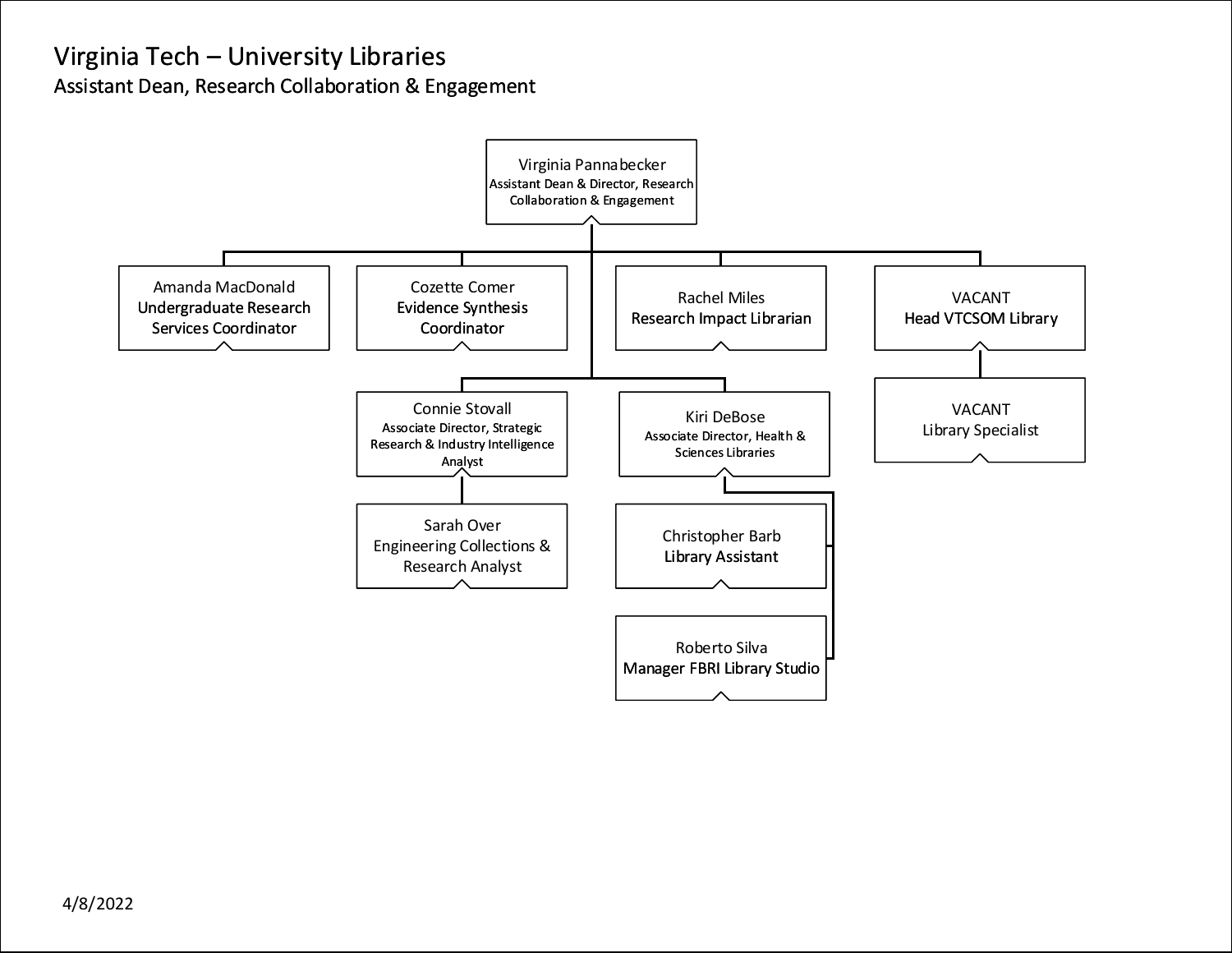# Virginia Tech – University Libraries

## Assistant Dean, Research Collaboration & Engagement

- **Virginia Pannabecker** — Assistant Dean & Director, Research Collaboration & Engagement
  - **Amanda MacDonald** — Undergraduate Research Services Coordinator
  - **Cozette Comer** — Evidence Synthesis Coordinator
  - **Rachel Miles** — Research Impact Librarian
  - **VACANT** — Head VTCSOM Library
    - **VACANT** — Library Specialist
  - **Connie Stovall** — Associate Director, Strategic Research & Industry Intelligence Analyst
    - **Sarah Over** — Engineering Collections & Research Analyst
  - **Kiri DeBose** — Associate Director, Health & Sciences Libraries
    - **Christopher Barb** — Library Assistant
    - **Roberto Silva** — Manager FBRI Library Studio

4/8/2022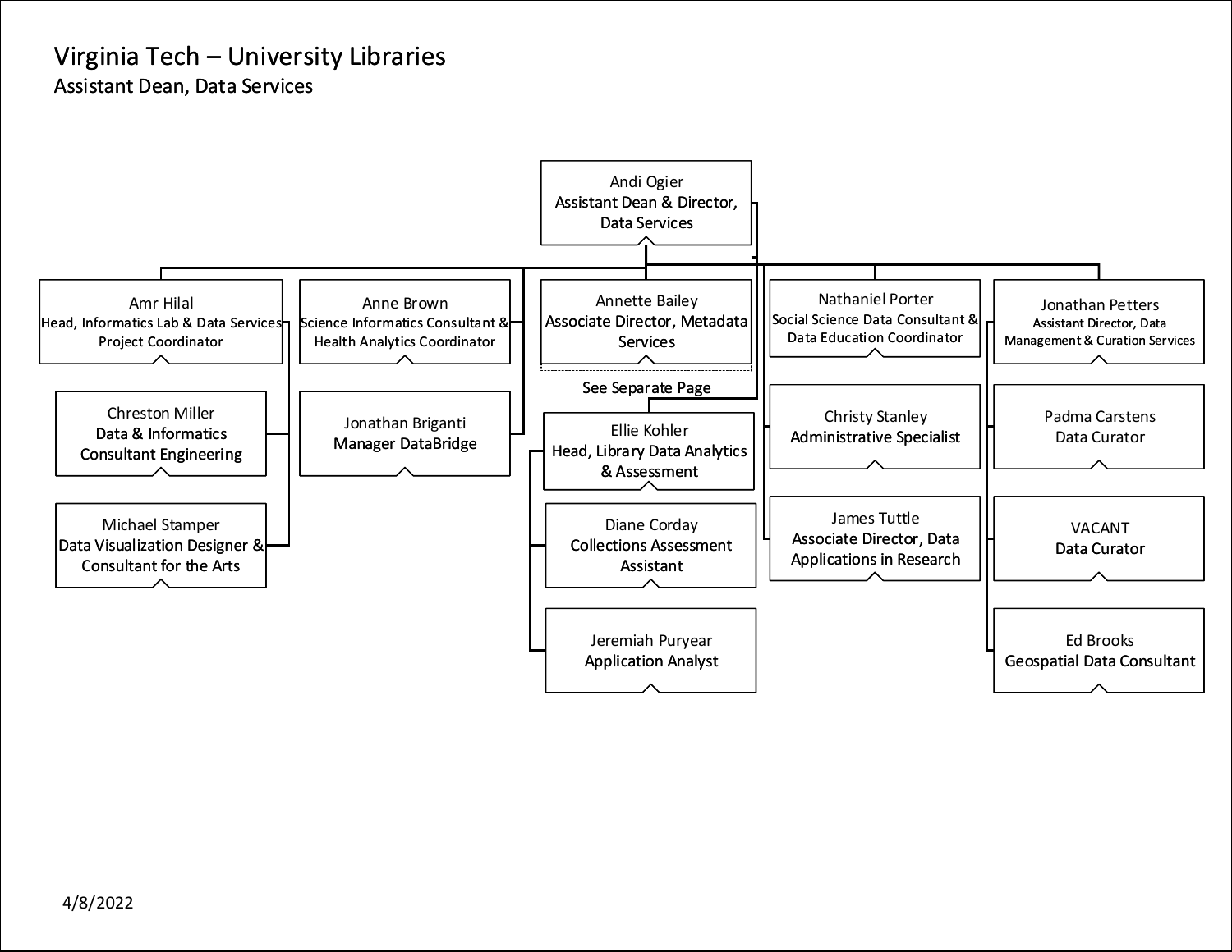# Virginia Tech – University Libraries

## Assistant Dean, Data Services

**Andi Ogier**
Assistant Dean & Director, Data Services

- **Amr Hilal** – Head, Informatics Lab & Data Services Project Coordinator
  - Chreston Miller – Data & Informatics Consultant Engineering
  - Michael Stamper – Data Visualization Designer & Consultant for the Arts
- **Anne Brown** – Science Informatics Consultant & Health Analytics Coordinator
  - Jonathan Briganti – Manager DataBridge
- **Annette Bailey** – Associate Director, Metadata Services
  - See Separate Page
- **Ellie Kohler** – Head, Library Data Analytics & Assessment
  - Diane Corday – Collections Assessment Assistant
  - Jeremiah Puryear – Application Analyst
- **Nathaniel Porter** – Social Science Data Consultant & Data Education Coordinator
- **Christy Stanley** – Administrative Specialist
- **James Tuttle** – Associate Director, Data Applications in Research
- **Jonathan Petters** – Assistant Director, Data Management & Curation Services
  - Padma Carstens – Data Curator
  - VACANT – Data Curator
  - Ed Brooks – Geospatial Data Consultant

4/8/2022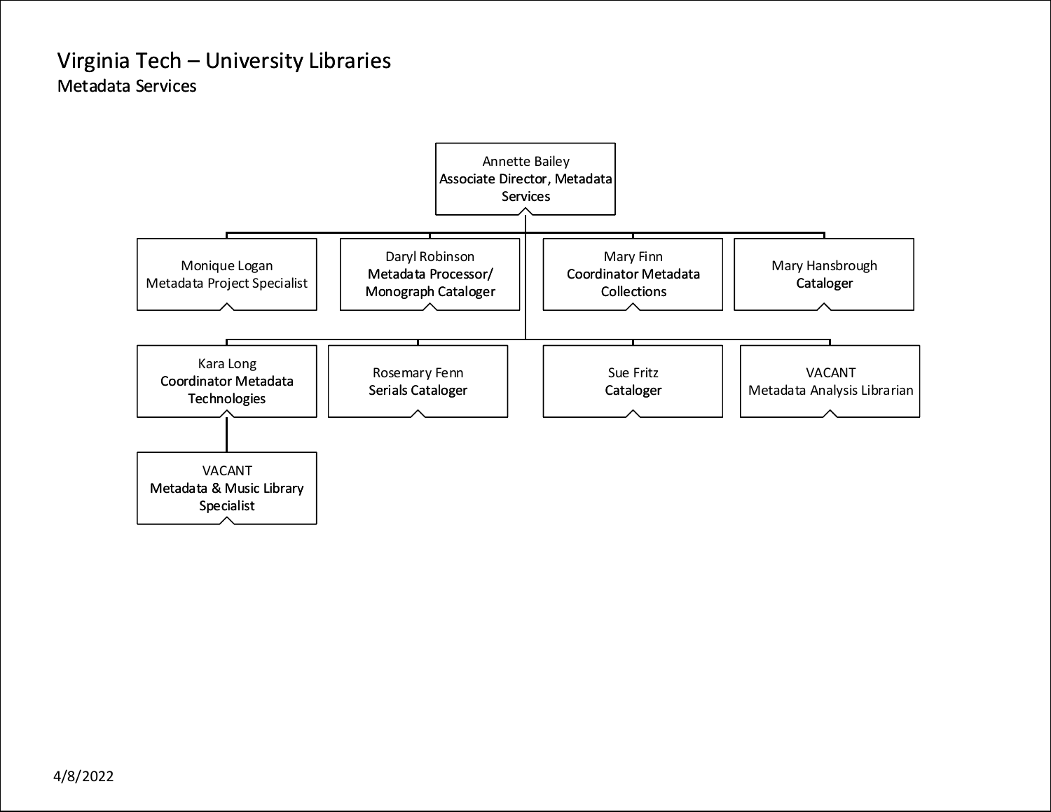# Virginia Tech – University Libraries

## Metadata Services

- **Annette Bailey** – Associate Director, Metadata Services
  - Monique Logan – Metadata Project Specialist
  - Daryl Robinson – Metadata Processor/ Monograph Cataloger
  - Mary Finn – Coordinator Metadata Collections
  - Mary Hansbrough – Cataloger
  - Kara Long – Coordinator Metadata Technologies
    - VACANT – Metadata & Music Library Specialist
  - Rosemary Fenn – Serials Cataloger
  - Sue Fritz – Cataloger
  - VACANT – Metadata Analysis Librarian

4/8/2022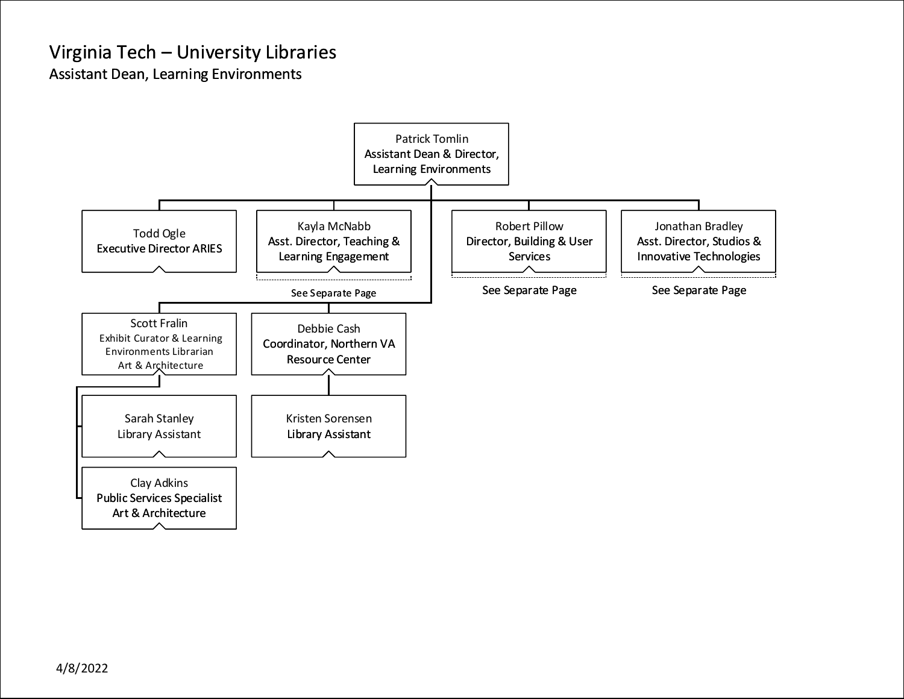# Virginia Tech – University Libraries

## Assistant Dean, Learning Environments

- **Patrick Tomlin** — Assistant Dean & Director, Learning Environments
  - **Todd Ogle** — Executive Director ARIES
  - **Kayla McNabb** — Asst. Director, Teaching & Learning Engagement
    - See Separate Page
  - **Robert Pillow** — Director, Building & User Services
    - See Separate Page
  - **Jonathan Bradley** — Asst. Director, Studios & Innovative Technologies
    - See Separate Page
  - **Scott Fralin** — Exhibit Curator & Learning Environments Librarian, Art & Architecture
    - **Sarah Stanley** — Library Assistant
    - **Clay Adkins** — Public Services Specialist, Art & Architecture
  - **Debbie Cash** — Coordinator, Northern VA Resource Center
    - **Kristen Sorensen** — Library Assistant

4/8/2022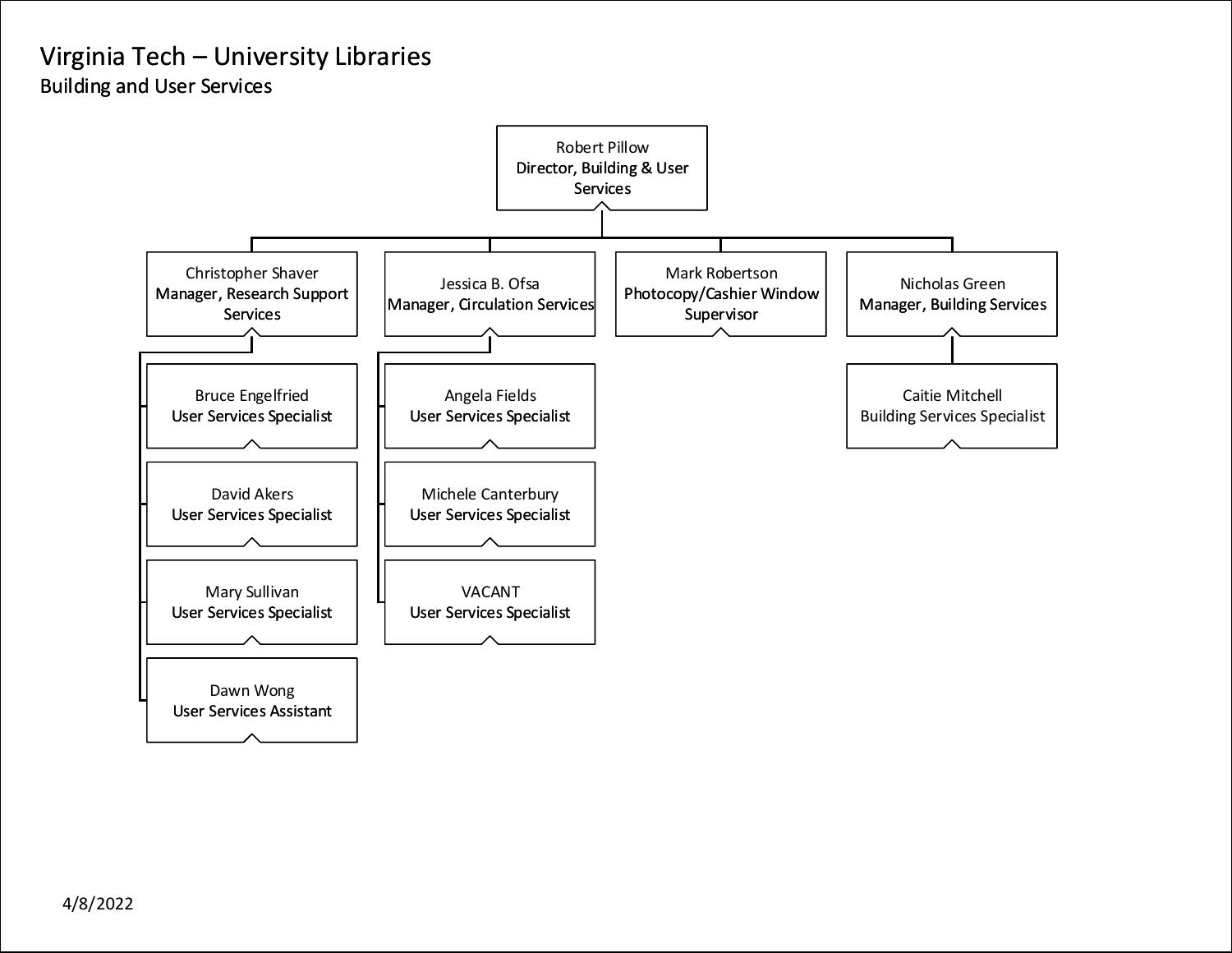# Virginia Tech – University Libraries

## Building and User Services

- **Robert Pillow** — Director, Building & User Services
  - **Christopher Shaver** — Manager, Research Support Services
    - Bruce Engelfried — User Services Specialist
    - David Akers — User Services Specialist
    - Mary Sullivan — User Services Specialist
    - Dawn Wong — User Services Assistant
  - **Jessica B. Ofsa** — Manager, Circulation Services
    - Angela Fields — User Services Specialist
    - Michele Canterbury — User Services Specialist
    - VACANT — User Services Specialist
  - **Mark Robertson** — Photocopy/Cashier Window Supervisor
  - **Nicholas Green** — Manager, Building Services
    - Caitie Mitchell — Building Services Specialist

4/8/2022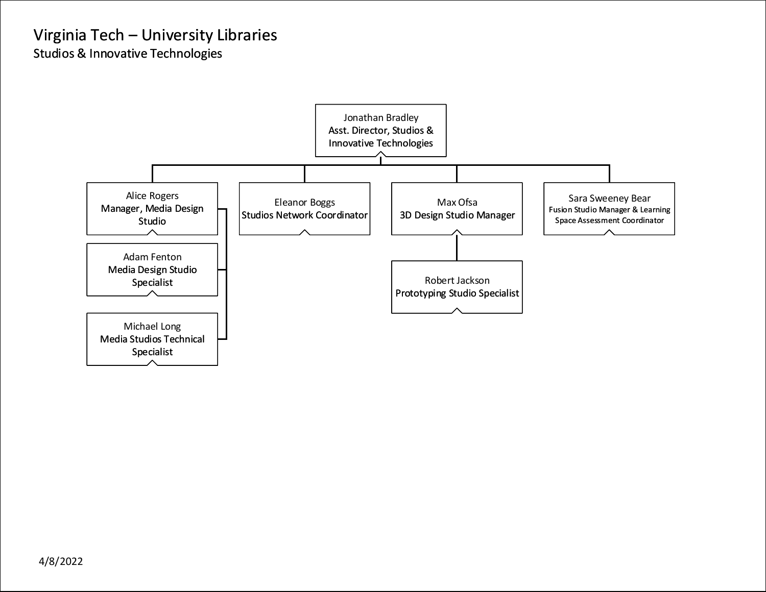# Virginia Tech – University Libraries

## Studios & Innovative Technologies

- **Jonathan Bradley** — Asst. Director, Studios & Innovative Technologies
  - **Alice Rogers** — Manager, Media Design Studio
    - **Adam Fenton** — Media Design Studio Specialist
    - **Michael Long** — Media Studios Technical Specialist
  - **Eleanor Boggs** — Studios Network Coordinator
  - **Max Ofsa** — 3D Design Studio Manager
    - **Robert Jackson** — Prototyping Studio Specialist
  - **Sara Sweeney Bear** — Fusion Studio Manager & Learning Space Assessment Coordinator

4/8/2022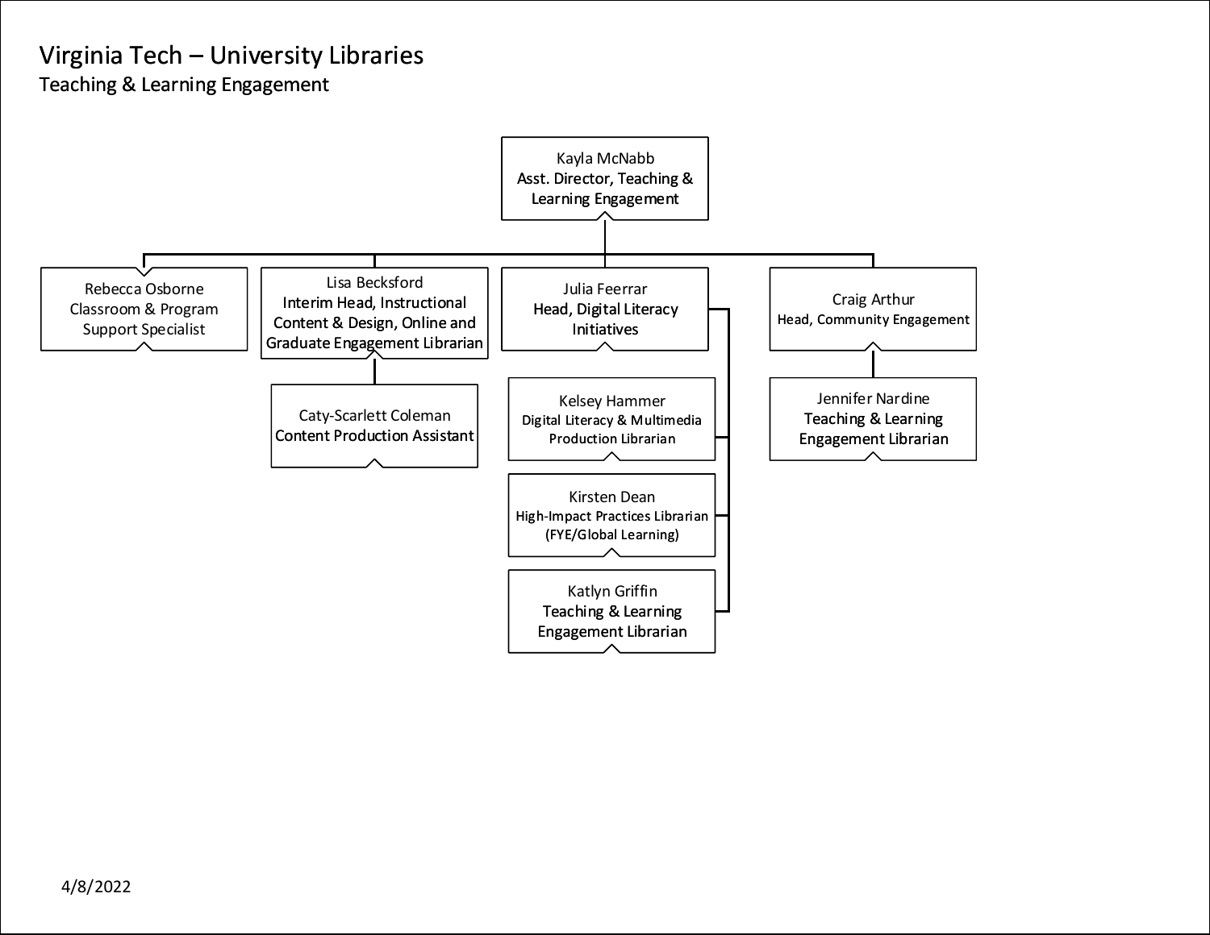# Virginia Tech – University Libraries

## Teaching & Learning Engagement

- **Kayla McNabb** — Asst. Director, Teaching & Learning Engagement
  - **Rebecca Osborne** — Classroom & Program Support Specialist
  - **Lisa Becksford** — Interim Head, Instructional Content & Design, Online and Graduate Engagement Librarian
    - **Caty-Scarlett Coleman** — Content Production Assistant
  - **Julia Feerrar** — Head, Digital Literacy Initiatives
    - **Kelsey Hammer** — Digital Literacy & Multimedia Production Librarian
    - **Kirsten Dean** — High-Impact Practices Librarian (FYE/Global Learning)
    - **Katlyn Griffin** — Teaching & Learning Engagement Librarian
  - **Craig Arthur** — Head, Community Engagement
    - **Jennifer Nardine** — Teaching & Learning Engagement Librarian

4/8/2022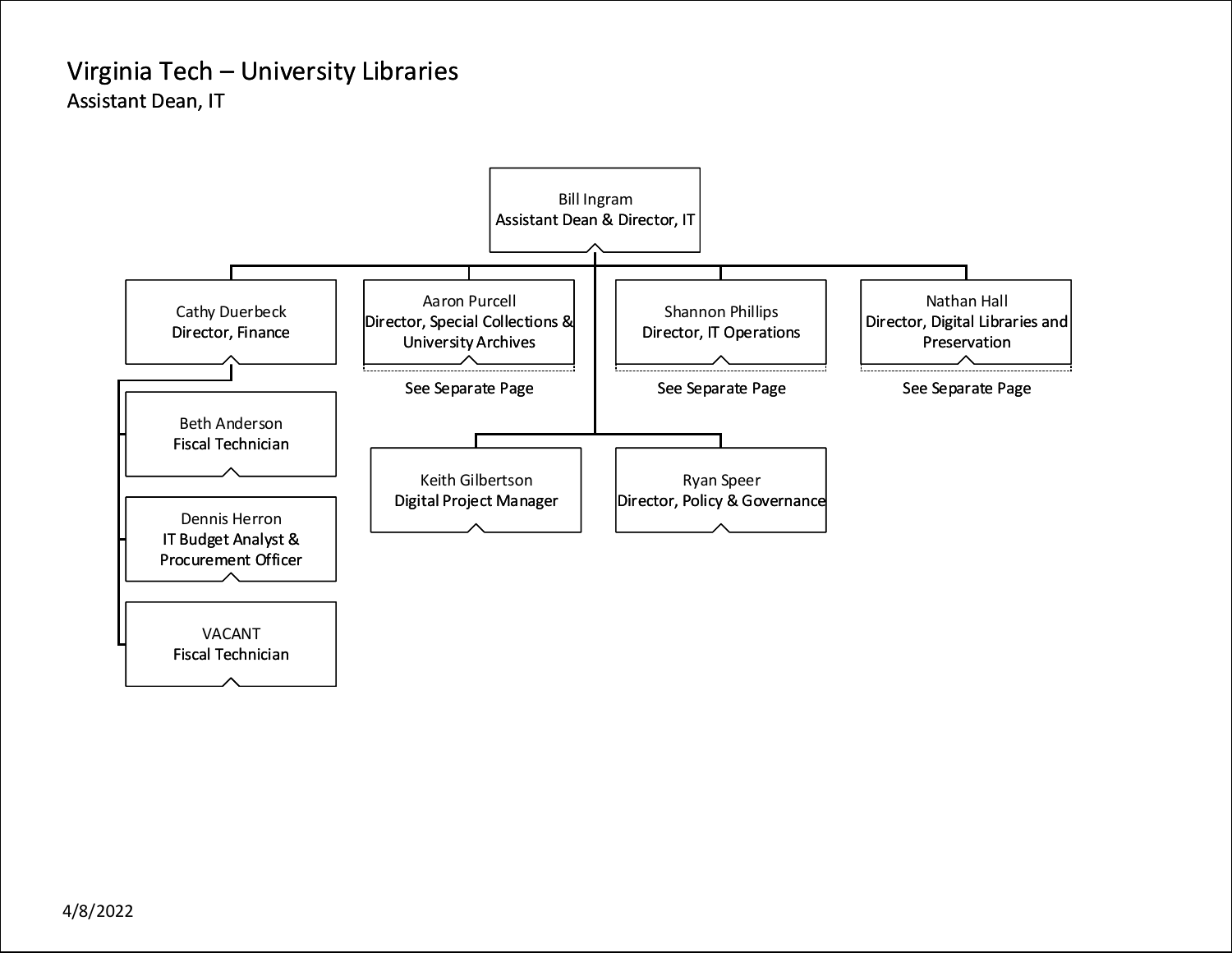# Virginia Tech – University Libraries

## Assistant Dean, IT

- **Bill Ingram** – Assistant Dean & Director, IT
  - **Cathy Duerbeck** – Director, Finance
    - **Beth Anderson** – Fiscal Technician
    - **Dennis Herron** – IT Budget Analyst & Procurement Officer
    - **VACANT** – Fiscal Technician
  - **Aaron Purcell** – Director, Special Collections & University Archives
    - See Separate Page
  - **Shannon Phillips** – Director, IT Operations
    - See Separate Page
  - **Nathan Hall** – Director, Digital Libraries and Preservation
    - See Separate Page
  - **Keith Gilbertson** – Digital Project Manager
  - **Ryan Speer** – Director, Policy & Governance

4/8/2022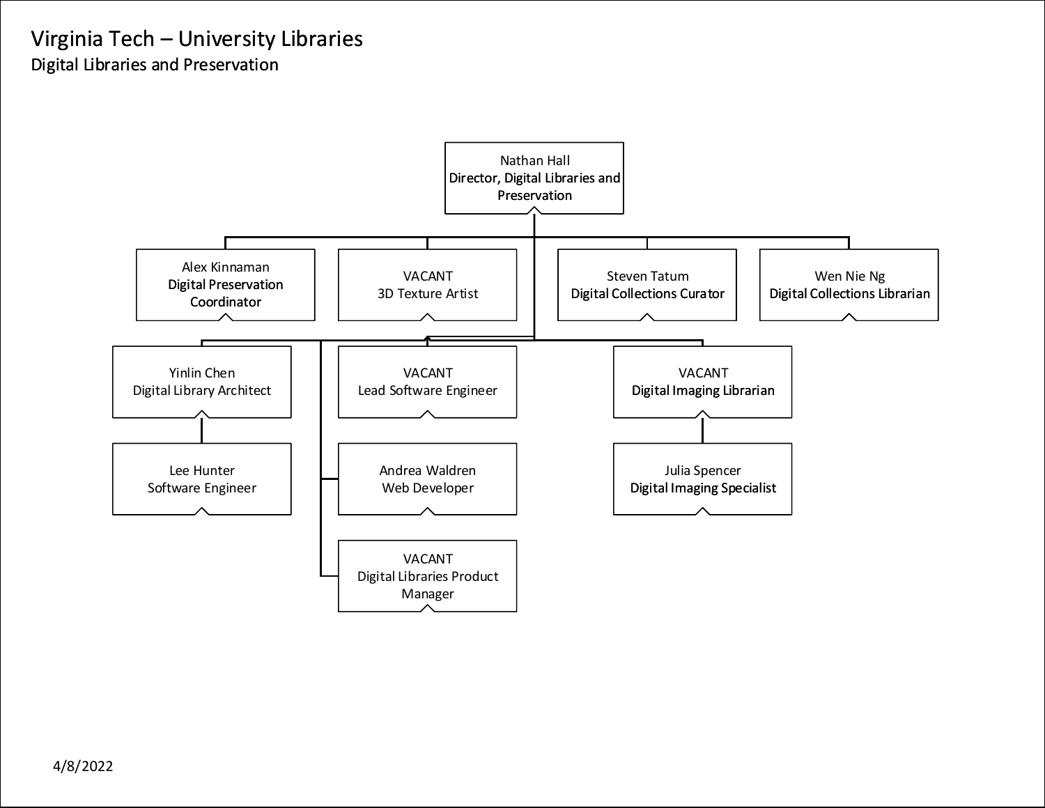# Virginia Tech – University Libraries

## Digital Libraries and Preservation

- **Nathan Hall** – Director, Digital Libraries and Preservation
  - Alex Kinnaman – Digital Preservation Coordinator
  - VACANT – 3D Texture Artist
  - Steven Tatum – Digital Collections Curator
  - Wen Nie Ng – Digital Collections Librarian
  - Yinlin Chen – Digital Library Architect
    - Lee Hunter – Software Engineer
  - VACANT – Lead Software Engineer
  - Andrea Waldren – Web Developer
  - VACANT – Digital Libraries Product Manager
  - VACANT – Digital Imaging Librarian
    - Julia Spencer – Digital Imaging Specialist

4/8/2022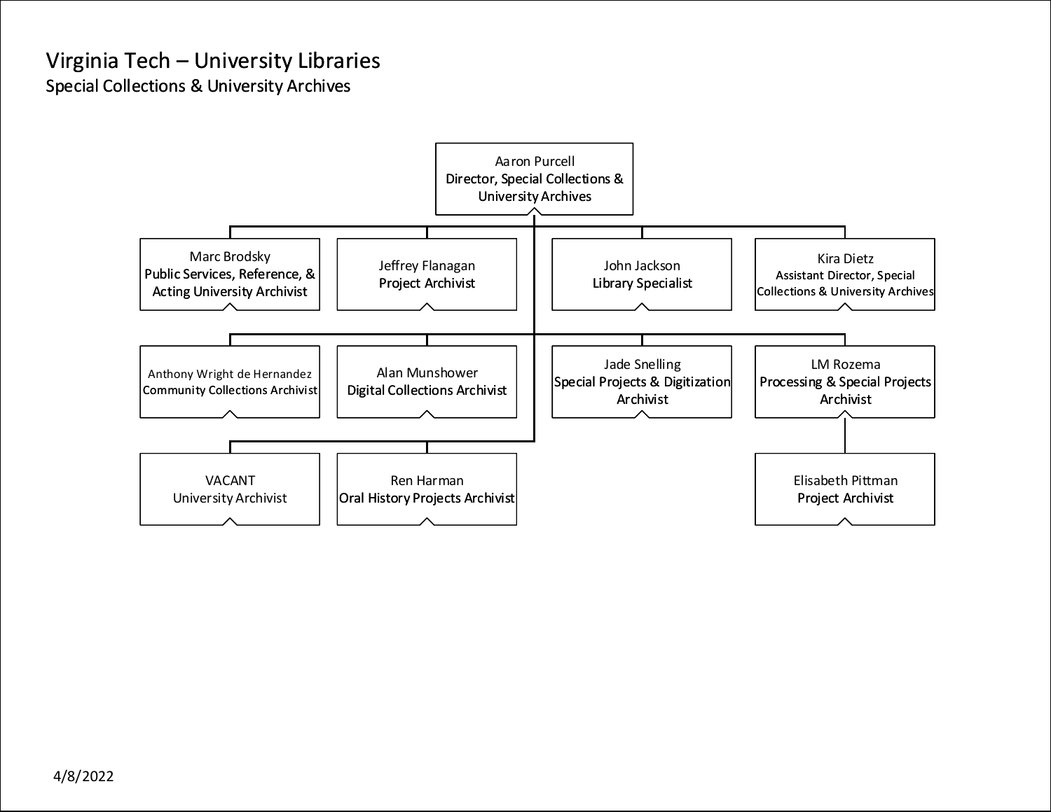# Virginia Tech – University Libraries

## Special Collections & University Archives

- **Aaron Purcell** — Director, Special Collections & University Archives
  - **Marc Brodsky** — Public Services, Reference, & Acting University Archivist
  - **Jeffrey Flanagan** — Project Archivist
  - **John Jackson** — Library Specialist
  - **Kira Dietz** — Assistant Director, Special Collections & University Archives
  - **Anthony Wright de Hernandez** — Community Collections Archivist
  - **Alan Munshower** — Digital Collections Archivist
  - **Jade Snelling** — Special Projects & Digitization Archivist
  - **LM Rozema** — Processing & Special Projects Archivist
    - **Elisabeth Pittman** — Project Archivist
  - **VACANT** — University Archivist
  - **Ren Harman** — Oral History Projects Archivist

4/8/2022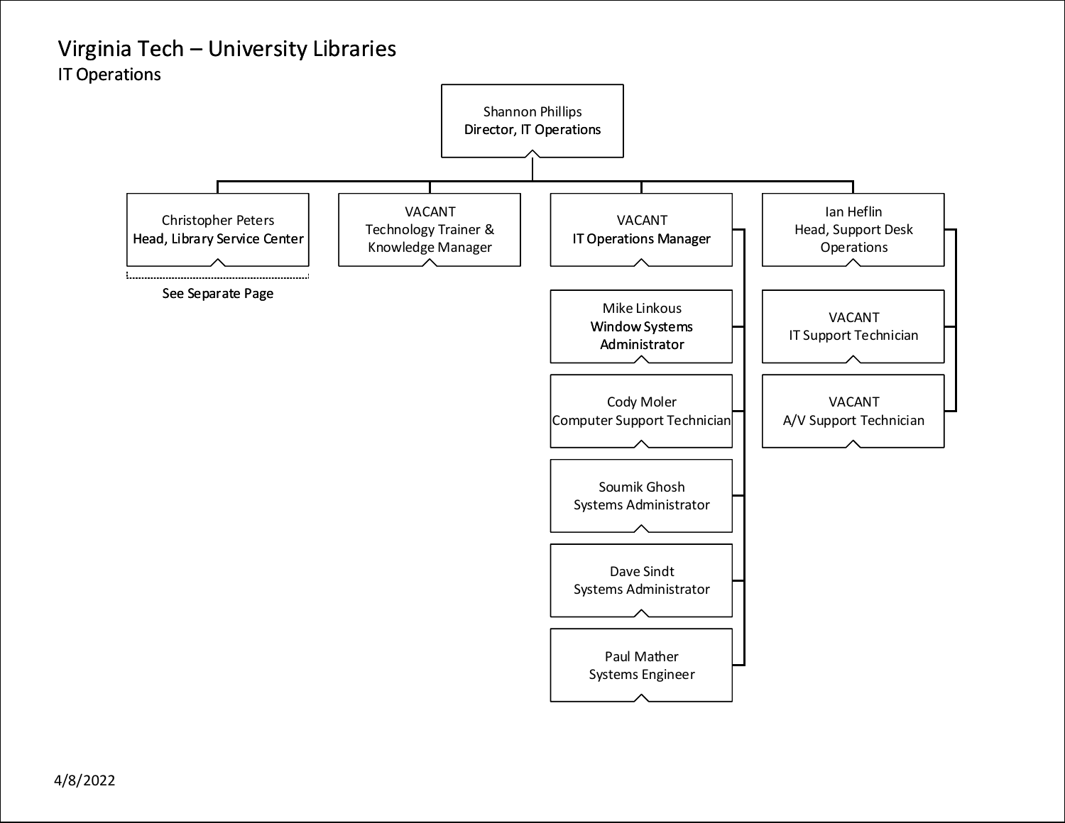# Virginia Tech – University Libraries

## IT Operations

- **Shannon Phillips** – Director, IT Operations
  - **Christopher Peters** – Head, Library Service Center
    - See Separate Page
  - **VACANT** – Technology Trainer & Knowledge Manager
  - **VACANT** – IT Operations Manager
    - Mike Linkous – Window Systems Administrator
    - Cody Moler – Computer Support Technician
    - Soumik Ghosh – Systems Administrator
    - Dave Sindt – Systems Administrator
    - Paul Mather – Systems Engineer
  - **Ian Heflin** – Head, Support Desk Operations
    - VACANT – IT Support Technician
    - VACANT – A/V Support Technician

4/8/2022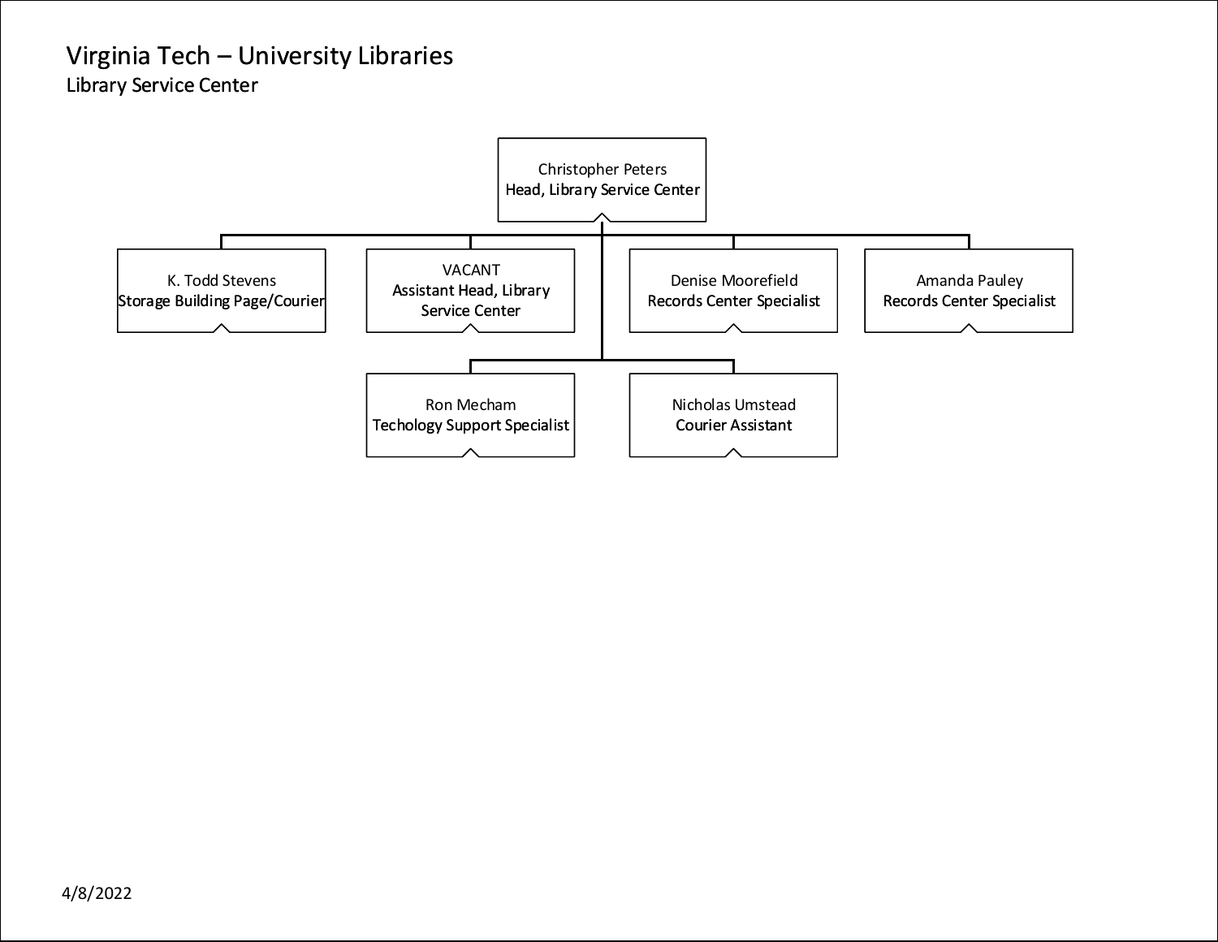# Virginia Tech – University Libraries

## Library Service Center

Christopher Peters
Head, Library Service Center

K. Todd Stevens
Storage Building Page/Courier

VACANT
Assistant Head, Library Service Center

Denise Moorefield
Records Center Specialist

Amanda Pauley
Records Center Specialist

Ron Mecham
Techology Support Specialist

Nicholas Umstead
Courier Assistant

4/8/2022